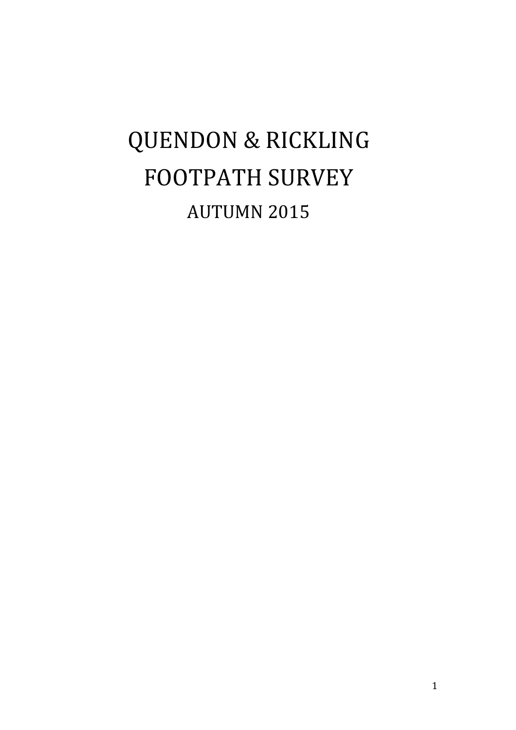# QUENDON & RICKLING FOOTPATH SURVEY

## AUTUMN 2015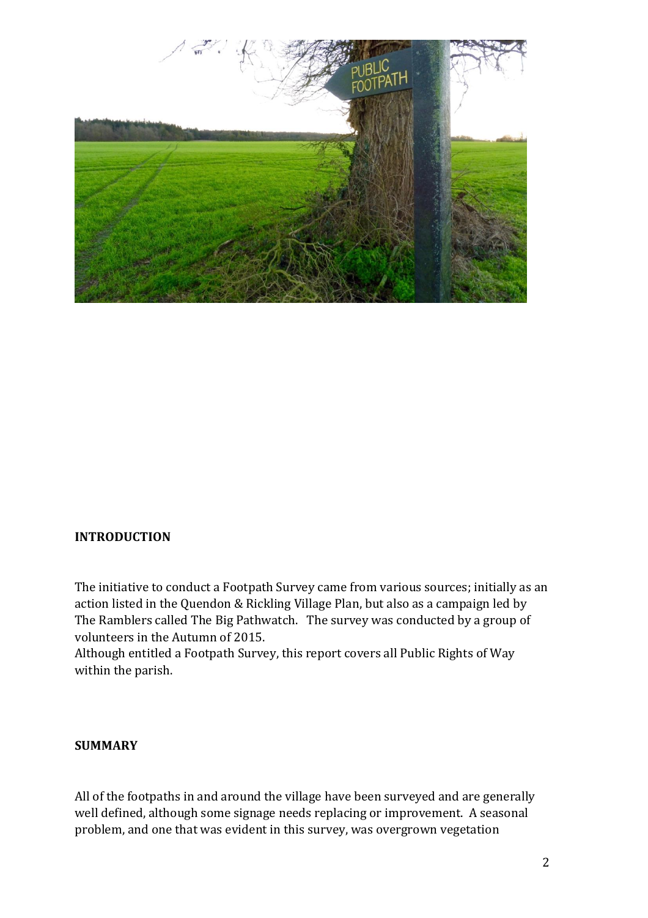## INTRODUCTION

The initiative to conduct a Footpath Survey came from various sources; initially as an action listed in the Quendon & Rickling Village Plan, but also as a campaign led by The Ramblers called The Big Pathwatch. The survey was conducted by a group of volunteers in the Autumn of 2015.
Although entitled a Footpath Survey, this report covers all Public Rights of Way within the parish.

## SUMMARY

All of the footpaths in and around the village have been surveyed and are generally well defined, although some signage needs replacing or improvement. A seasonal problem, and one that was evident in this survey, was overgrown vegetation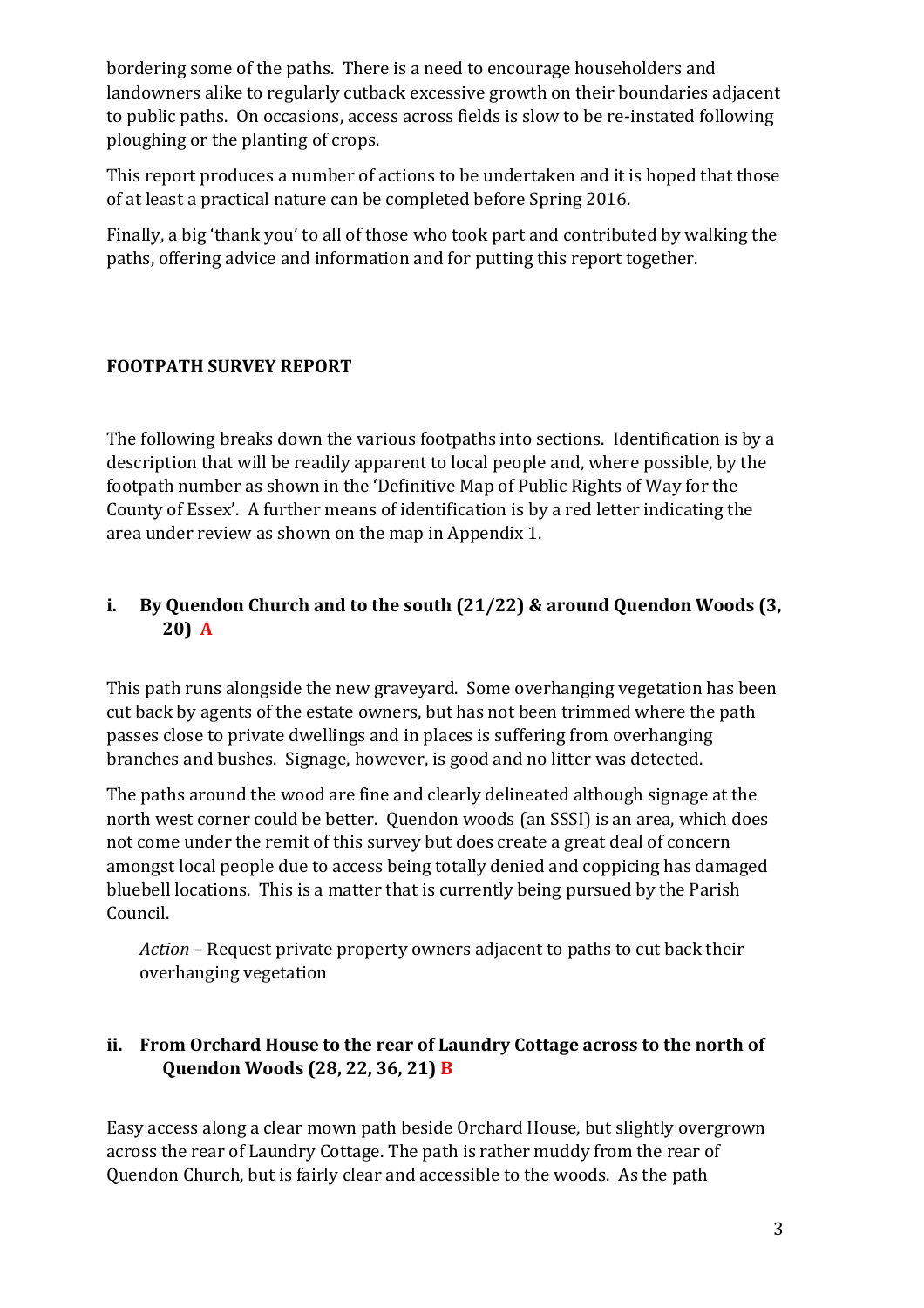bordering some of the paths. There is a need to encourage householders and landowners alike to regularly cutback excessive growth on their boundaries adjacent to public paths. On occasions, access across fields is slow to be re-instated following ploughing or the planting of crops.

This report produces a number of actions to be undertaken and it is hoped that those of at least a practical nature can be completed before Spring 2016.

Finally, a big 'thank you' to all of those who took part and contributed by walking the paths, offering advice and information and for putting this report together.

## FOOTPATH SURVEY REPORT

The following breaks down the various footpaths into sections. Identification is by a description that will be readily apparent to local people and, where possible, by the footpath number as shown in the 'Definitive Map of Public Rights of Way for the County of Essex'. A further means of identification is by a red letter indicating the area under review as shown on the map in Appendix 1.

### i. By Quendon Church and to the south (21/22) & around Quendon Woods (3, 20) A

This path runs alongside the new graveyard. Some overhanging vegetation has been cut back by agents of the estate owners, but has not been trimmed where the path passes close to private dwellings and in places is suffering from overhanging branches and bushes. Signage, however, is good and no litter was detected.

The paths around the wood are fine and clearly delineated although signage at the north west corner could be better. Quendon woods (an SSSI) is an area, which does not come under the remit of this survey but does create a great deal of concern amongst local people due to access being totally denied and coppicing has damaged bluebell locations. This is a matter that is currently being pursued by the Parish Council.

*Action* – Request private property owners adjacent to paths to cut back their overhanging vegetation

### ii. From Orchard House to the rear of Laundry Cottage across to the north of Quendon Woods (28, 22, 36, 21) B

Easy access along a clear mown path beside Orchard House, but slightly overgrown across the rear of Laundry Cottage. The path is rather muddy from the rear of Quendon Church, but is fairly clear and accessible to the woods. As the path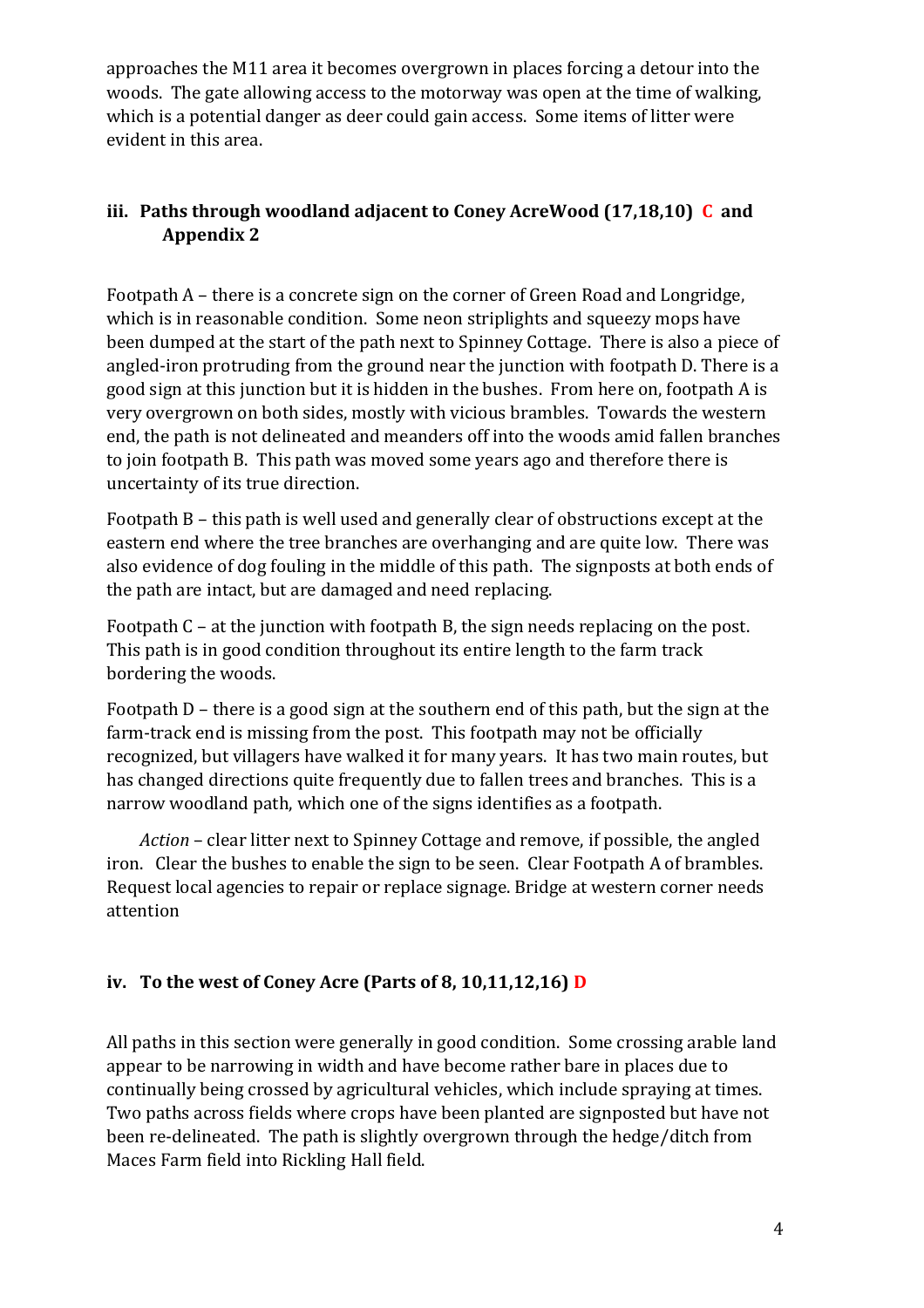approaches the M11 area it becomes overgrown in places forcing a detour into the woods. The gate allowing access to the motorway was open at the time of walking, which is a potential danger as deer could gain access. Some items of litter were evident in this area.

### iii. Paths through woodland adjacent to Coney AcreWood (17,18,10) C and Appendix 2

Footpath A – there is a concrete sign on the corner of Green Road and Longridge, which is in reasonable condition. Some neon striplights and squeezy mops have been dumped at the start of the path next to Spinney Cottage. There is also a piece of angled-iron protruding from the ground near the junction with footpath D. There is a good sign at this junction but it is hidden in the bushes. From here on, footpath A is very overgrown on both sides, mostly with vicious brambles. Towards the western end, the path is not delineated and meanders off into the woods amid fallen branches to join footpath B. This path was moved some years ago and therefore there is uncertainty of its true direction.

Footpath B – this path is well used and generally clear of obstructions except at the eastern end where the tree branches are overhanging and are quite low. There was also evidence of dog fouling in the middle of this path. The signposts at both ends of the path are intact, but are damaged and need replacing.

Footpath C – at the junction with footpath B, the sign needs replacing on the post. This path is in good condition throughout its entire length to the farm track bordering the woods.

Footpath D – there is a good sign at the southern end of this path, but the sign at the farm-track end is missing from the post. This footpath may not be officially recognized, but villagers have walked it for many years. It has two main routes, but has changed directions quite frequently due to fallen trees and branches. This is a narrow woodland path, which one of the signs identifies as a footpath.

*Action* – clear litter next to Spinney Cottage and remove, if possible, the angled iron. Clear the bushes to enable the sign to be seen. Clear Footpath A of brambles. Request local agencies to repair or replace signage. Bridge at western corner needs attention

### iv. To the west of Coney Acre (Parts of 8, 10,11,12,16) D

All paths in this section were generally in good condition. Some crossing arable land appear to be narrowing in width and have become rather bare in places due to continually being crossed by agricultural vehicles, which include spraying at times. Two paths across fields where crops have been planted are signposted but have not been re-delineated. The path is slightly overgrown through the hedge/ditch from Maces Farm field into Rickling Hall field.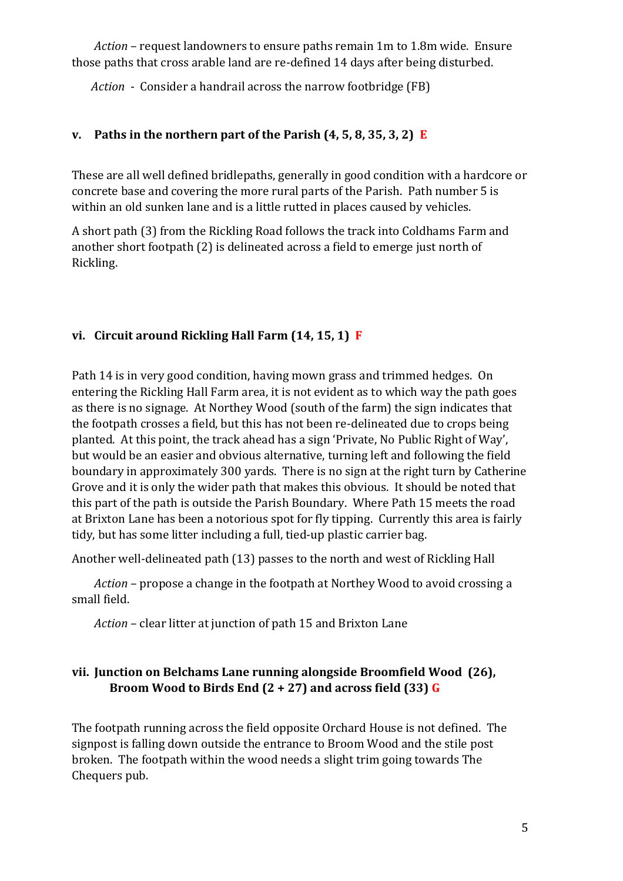*Action* – request landowners to ensure paths remain 1m to 1.8m wide. Ensure those paths that cross arable land are re-defined 14 days after being disturbed.

*Action* - Consider a handrail across the narrow footbridge (FB)

### v. Paths in the northern part of the Parish (4, 5, 8, 35, 3, 2) E

These are all well defined bridlepaths, generally in good condition with a hardcore or concrete base and covering the more rural parts of the Parish. Path number 5 is within an old sunken lane and is a little rutted in places caused by vehicles.

A short path (3) from the Rickling Road follows the track into Coldhams Farm and another short footpath (2) is delineated across a field to emerge just north of Rickling.

### vi. Circuit around Rickling Hall Farm (14, 15, 1) F

Path 14 is in very good condition, having mown grass and trimmed hedges. On entering the Rickling Hall Farm area, it is not evident as to which way the path goes as there is no signage. At Northey Wood (south of the farm) the sign indicates that the footpath crosses a field, but this has not been re-delineated due to crops being planted. At this point, the track ahead has a sign 'Private, No Public Right of Way', but would be an easier and obvious alternative, turning left and following the field boundary in approximately 300 yards. There is no sign at the right turn by Catherine Grove and it is only the wider path that makes this obvious. It should be noted that this part of the path is outside the Parish Boundary. Where Path 15 meets the road at Brixton Lane has been a notorious spot for fly tipping. Currently this area is fairly tidy, but has some litter including a full, tied-up plastic carrier bag.

Another well-delineated path (13) passes to the north and west of Rickling Hall

*Action* – propose a change in the footpath at Northey Wood to avoid crossing a small field.

*Action* – clear litter at junction of path 15 and Brixton Lane

### vii. Junction on Belchams Lane running alongside Broomfield Wood (26), Broom Wood to Birds End (2 + 27) and across field (33) G

The footpath running across the field opposite Orchard House is not defined. The signpost is falling down outside the entrance to Broom Wood and the stile post broken. The footpath within the wood needs a slight trim going towards The Chequers pub.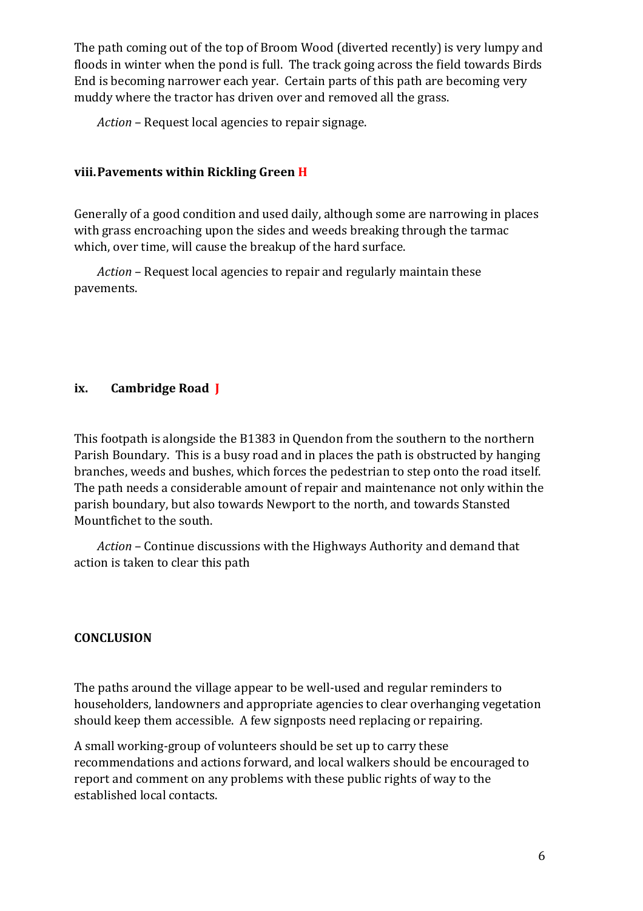The path coming out of the top of Broom Wood (diverted recently) is very lumpy and floods in winter when the pond is full. The track going across the field towards Birds End is becoming narrower each year. Certain parts of this path are becoming very muddy where the tractor has driven over and removed all the grass.

*Action* – Request local agencies to repair signage.

### viii. Pavements within Rickling Green H

Generally of a good condition and used daily, although some are narrowing in places with grass encroaching upon the sides and weeds breaking through the tarmac which, over time, will cause the breakup of the hard surface.

*Action* – Request local agencies to repair and regularly maintain these pavements.

### ix. Cambridge Road J

This footpath is alongside the B1383 in Quendon from the southern to the northern Parish Boundary. This is a busy road and in places the path is obstructed by hanging branches, weeds and bushes, which forces the pedestrian to step onto the road itself. The path needs a considerable amount of repair and maintenance not only within the parish boundary, but also towards Newport to the north, and towards Stansted Mountfichet to the south.

*Action* – Continue discussions with the Highways Authority and demand that action is taken to clear this path

## CONCLUSION

The paths around the village appear to be well-used and regular reminders to householders, landowners and appropriate agencies to clear overhanging vegetation should keep them accessible. A few signposts need replacing or repairing.

A small working-group of volunteers should be set up to carry these recommendations and actions forward, and local walkers should be encouraged to report and comment on any problems with these public rights of way to the established local contacts.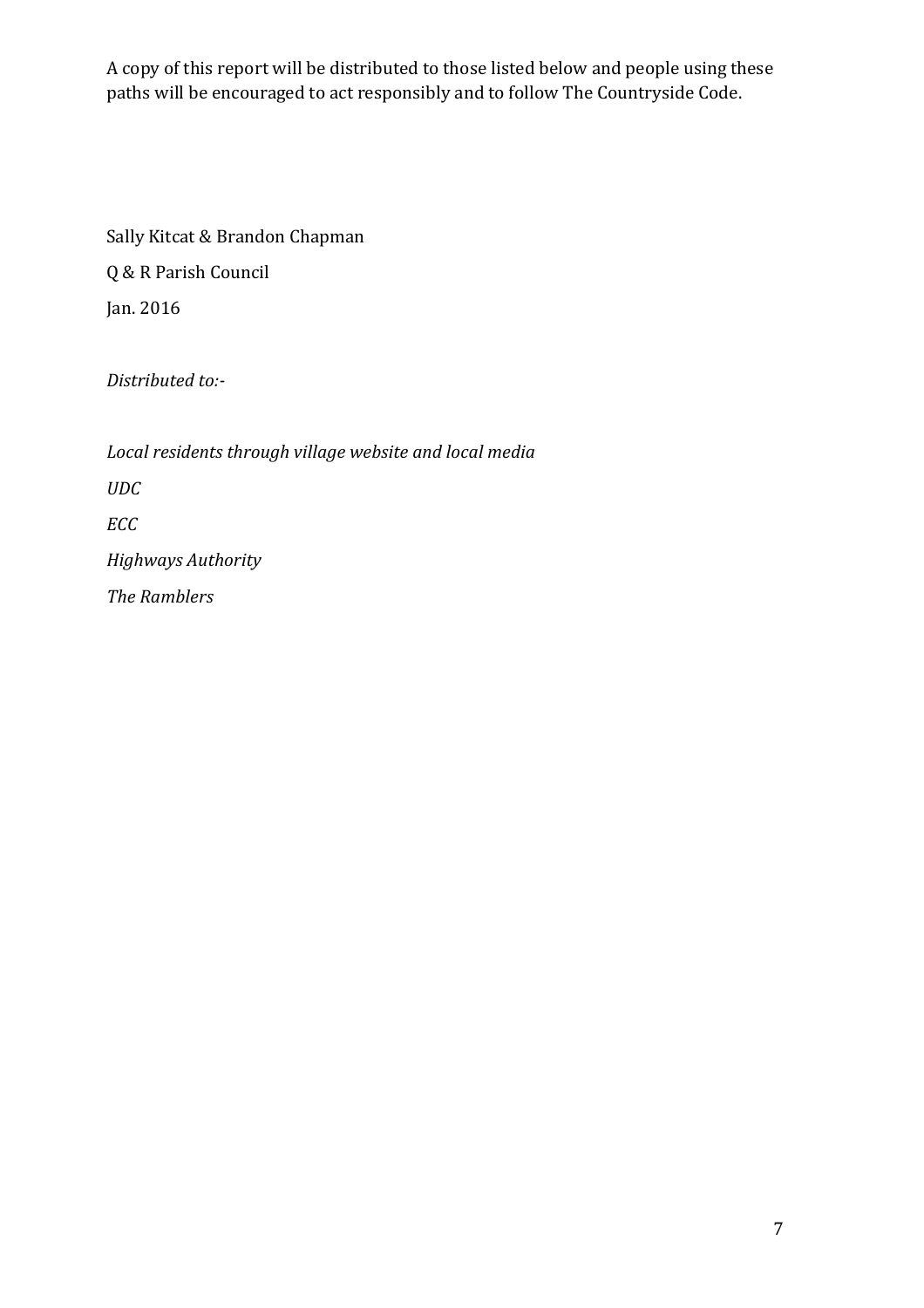A copy of this report will be distributed to those listed below and people using these paths will be encouraged to act responsibly and to follow The Countryside Code.

Sally Kitcat & Brandon Chapman

Q & R Parish Council

Jan. 2016

*Distributed to:-*

*Local residents through village website and local media*

*UDC*

*ECC*

*Highways Authority*

*The Ramblers*